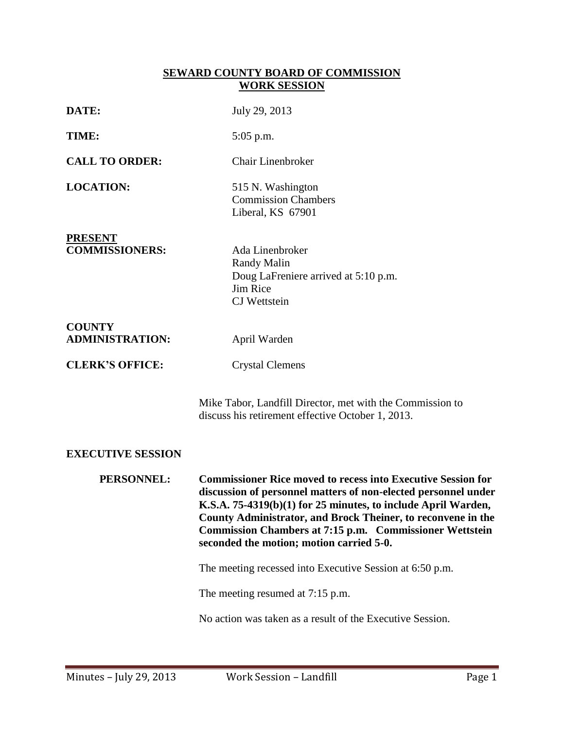# SEWARD COUNTY BOARD OF COMMISSION
## WORK SESSION

**DATE:** July 29, 2013

**TIME:** 5:05 p.m.

**CALL TO ORDER:** Chair Linenbroker

**LOCATION:** 515 N. Washington
Commission Chambers
Liberal, KS 67901

**PRESENT COMMISSIONERS:**
Ada Linenbroker
Randy Malin
Doug LaFreniere arrived at 5:10 p.m.
Jim Rice
CJ Wettstein

**COUNTY ADMINISTRATION:** April Warden

**CLERK'S OFFICE:** Crystal Clemens

Mike Tabor, Landfill Director, met with the Commission to discuss his retirement effective October 1, 2013.

**EXECUTIVE SESSION**

**PERSONNEL:** **Commissioner Rice moved to recess into Executive Session for discussion of personnel matters of non-elected personnel under K.S.A. 75-4319(b)(1) for 25 minutes, to include April Warden, County Administrator, and Brock Theiner, to reconvene in the Commission Chambers at 7:15 p.m. Commissioner Wettstein seconded the motion; motion carried 5-0.**

The meeting recessed into Executive Session at 6:50 p.m.

The meeting resumed at 7:15 p.m.

No action was taken as a result of the Executive Session.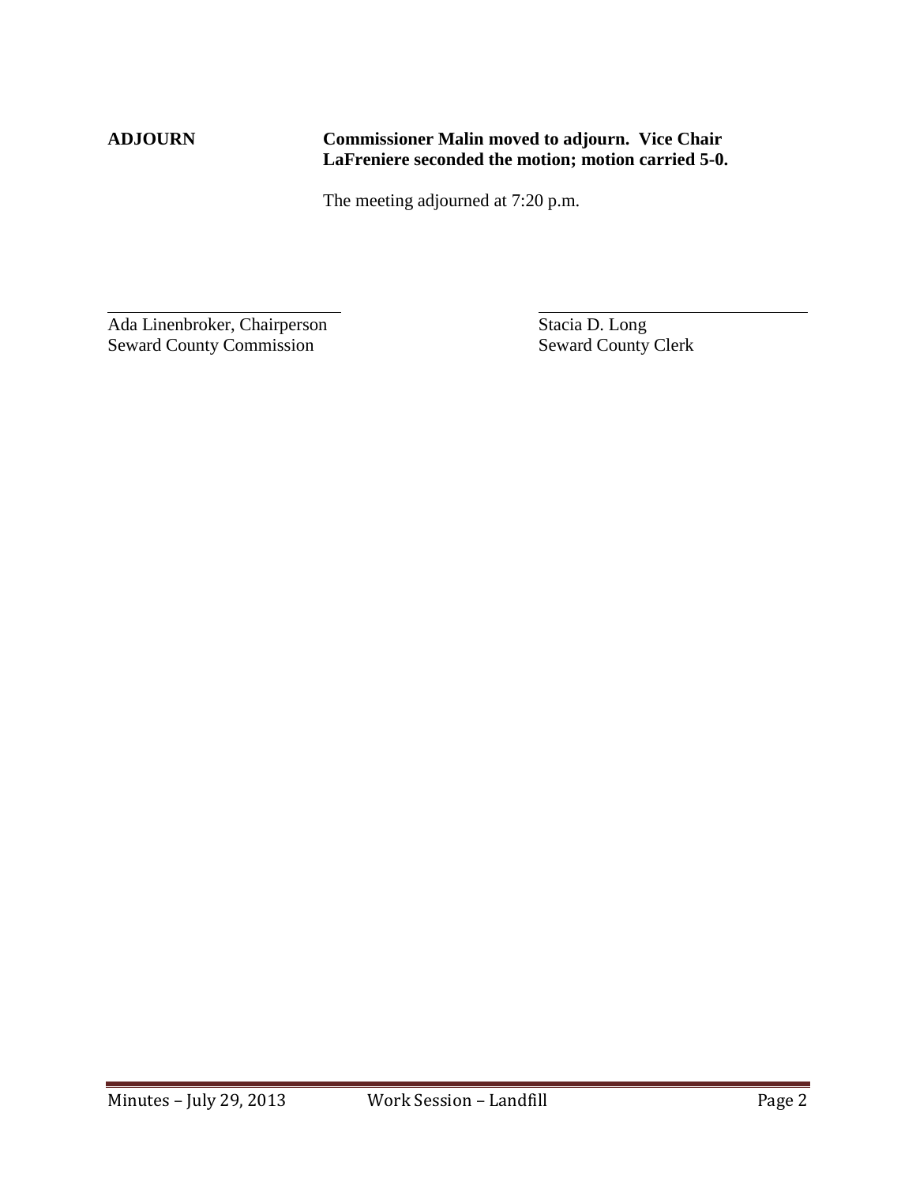**ADJOURN** **Commissioner Malin moved to adjourn. Vice Chair LaFreniere seconded the motion; motion carried 5-0.**

The meeting adjourned at 7:20 p.m.

| | |
|---|---|
| Ada Linenbroker, Chairperson | Stacia D. Long |
| Seward County Commission | Seward County Clerk |